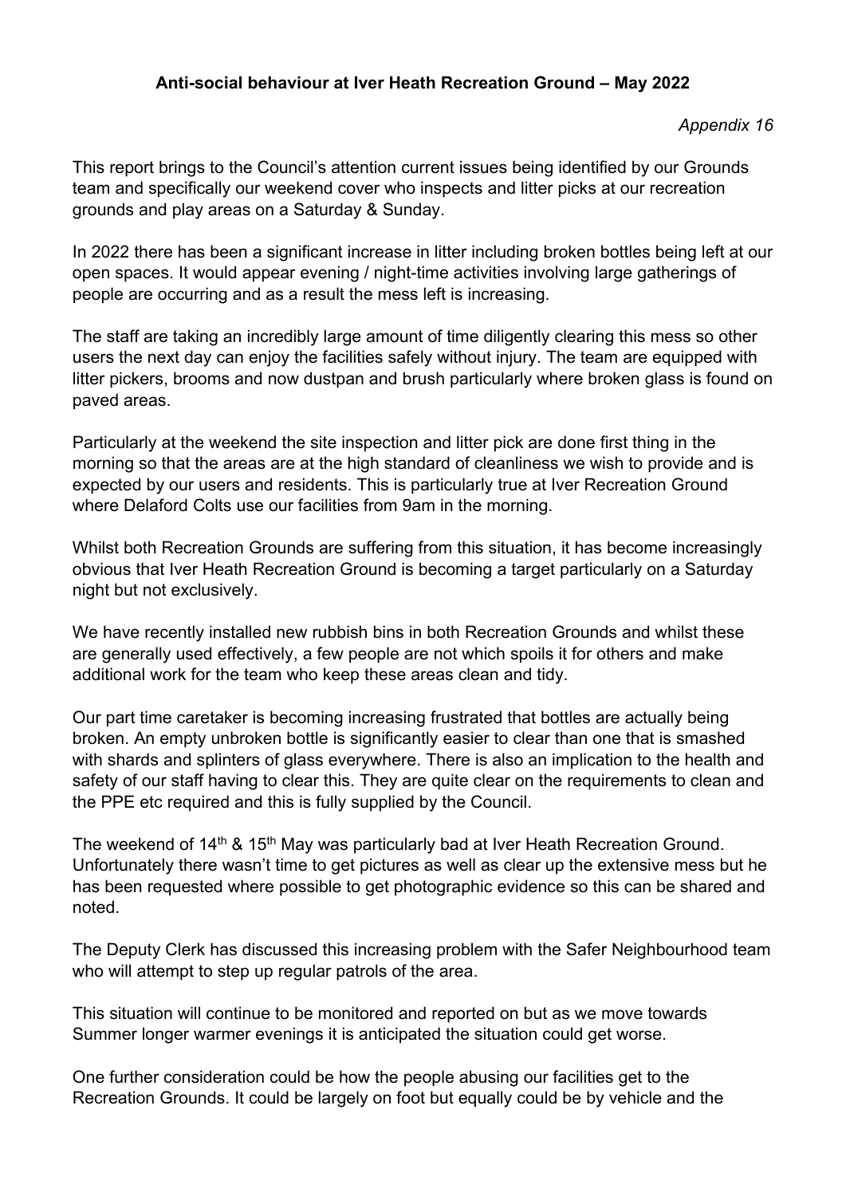**Anti-social behaviour at Iver Heath Recreation Ground – May 2022**

*Appendix 16*

This report brings to the Council's attention current issues being identified by our Grounds team and specifically our weekend cover who inspects and litter picks at our recreation grounds and play areas on a Saturday & Sunday.

In 2022 there has been a significant increase in litter including broken bottles being left at our open spaces. It would appear evening / night-time activities involving large gatherings of people are occurring and as a result the mess left is increasing.

The staff are taking an incredibly large amount of time diligently clearing this mess so other users the next day can enjoy the facilities safely without injury. The team are equipped with litter pickers, brooms and now dustpan and brush particularly where broken glass is found on paved areas.

Particularly at the weekend the site inspection and litter pick are done first thing in the morning so that the areas are at the high standard of cleanliness we wish to provide and is expected by our users and residents. This is particularly true at Iver Recreation Ground where Delaford Colts use our facilities from 9am in the morning.

Whilst both Recreation Grounds are suffering from this situation, it has become increasingly obvious that Iver Heath Recreation Ground is becoming a target particularly on a Saturday night but not exclusively.

We have recently installed new rubbish bins in both Recreation Grounds and whilst these are generally used effectively, a few people are not which spoils it for others and make additional work for the team who keep these areas clean and tidy.

Our part time caretaker is becoming increasing frustrated that bottles are actually being broken. An empty unbroken bottle is significantly easier to clear than one that is smashed with shards and splinters of glass everywhere. There is also an implication to the health and safety of our staff having to clear this. They are quite clear on the requirements to clean and the PPE etc required and this is fully supplied by the Council.

The weekend of 14th & 15th May was particularly bad at Iver Heath Recreation Ground. Unfortunately there wasn't time to get pictures as well as clear up the extensive mess but he has been requested where possible to get photographic evidence so this can be shared and noted.

The Deputy Clerk has discussed this increasing problem with the Safer Neighbourhood team who will attempt to step up regular patrols of the area.

This situation will continue to be monitored and reported on but as we move towards Summer longer warmer evenings it is anticipated the situation could get worse.

One further consideration could be how the people abusing our facilities get to the Recreation Grounds. It could be largely on foot but equally could be by vehicle and the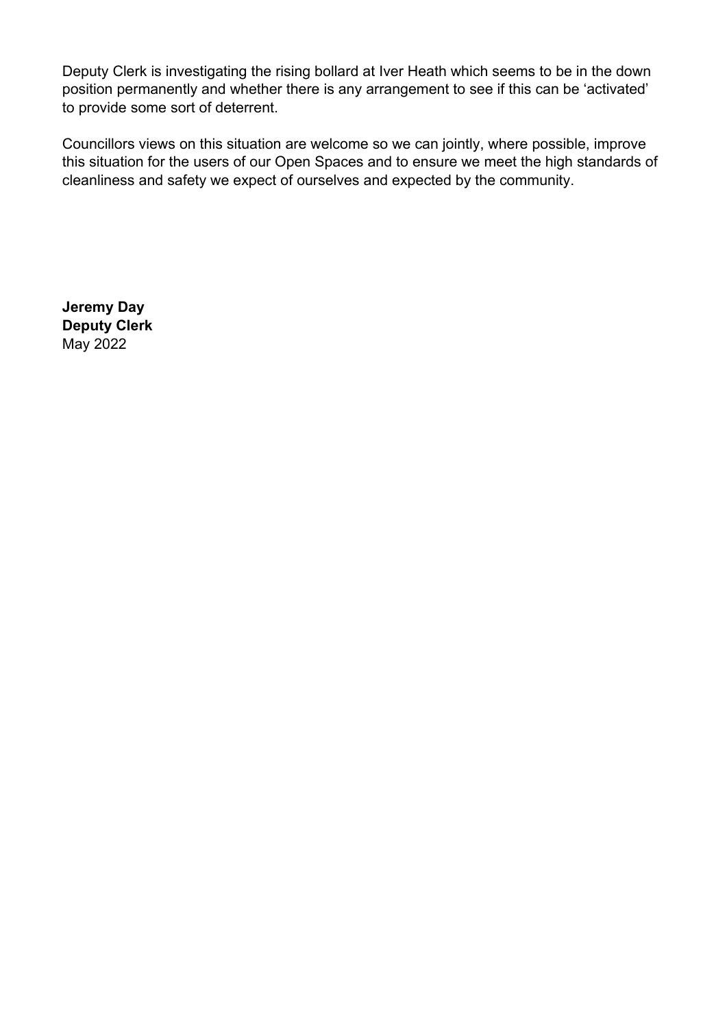Deputy Clerk is investigating the rising bollard at Iver Heath which seems to be in the down position permanently and whether there is any arrangement to see if this can be 'activated' to provide some sort of deterrent.

Councillors views on this situation are welcome so we can jointly, where possible, improve this situation for the users of our Open Spaces and to ensure we meet the high standards of cleanliness and safety we expect of ourselves and expected by the community.

**Jeremy Day**
**Deputy Clerk**
May 2022